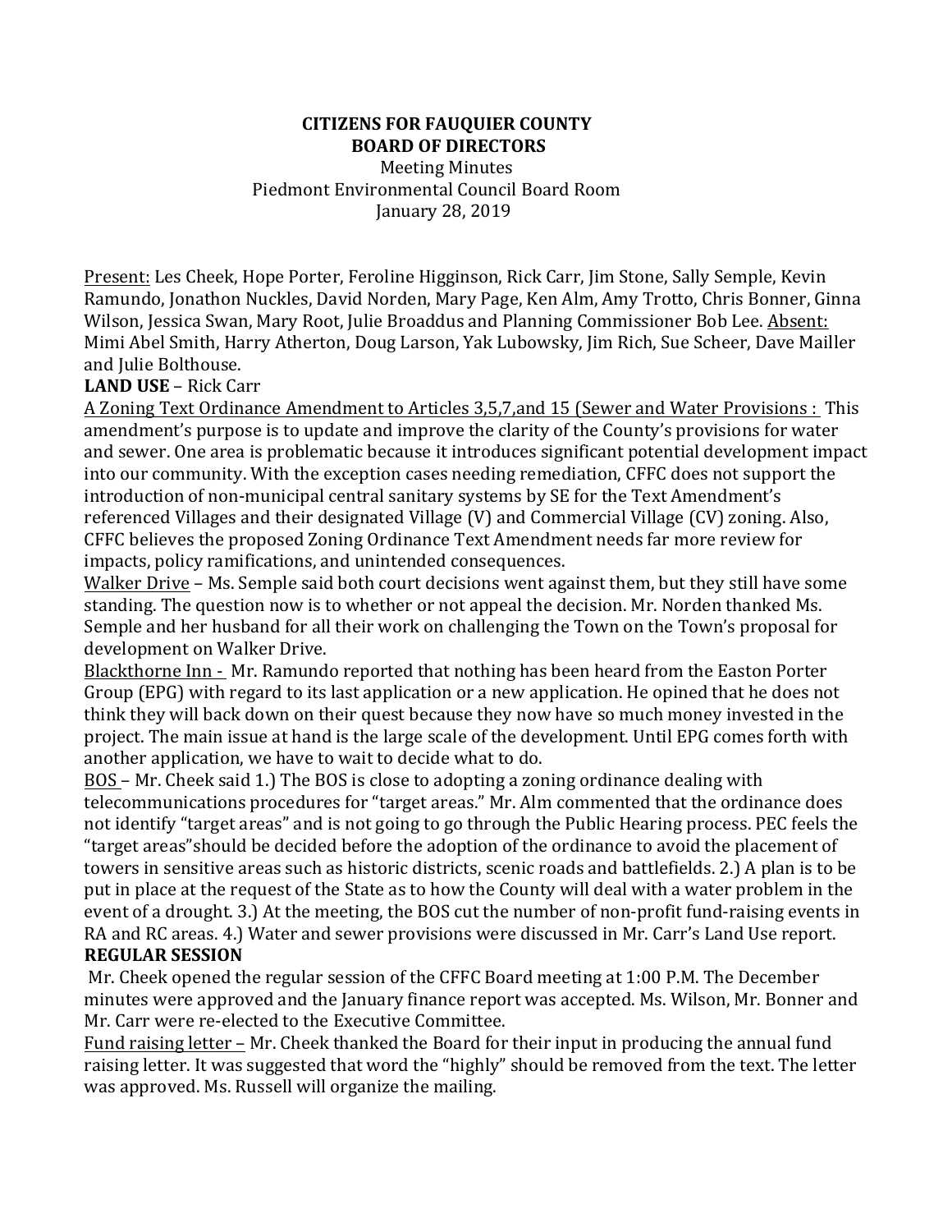**CITIZENS FOR FAUQUIER COUNTY**
**BOARD OF DIRECTORS**
Meeting Minutes
Piedmont Environmental Council Board Room
January 28, 2019

Present: Les Cheek, Hope Porter, Feroline Higginson, Rick Carr, Jim Stone, Sally Semple, Kevin Ramundo, Jonathon Nuckles, David Norden, Mary Page, Ken Alm, Amy Trotto, Chris Bonner, Ginna Wilson, Jessica Swan, Mary Root, Julie Broaddus and Planning Commissioner Bob Lee. Absent: Mimi Abel Smith, Harry Atherton, Doug Larson, Yak Lubowsky, Jim Rich, Sue Scheer, Dave Mailler and Julie Bolthouse.

**LAND USE** – Rick Carr

A Zoning Text Ordinance Amendment to Articles 3,5,7,and 15 (Sewer and Water Provisions : This amendment's purpose is to update and improve the clarity of the County's provisions for water and sewer. One area is problematic because it introduces significant potential development impact into our community. With the exception cases needing remediation, CFFC does not support the introduction of non-municipal central sanitary systems by SE for the Text Amendment's referenced Villages and their designated Village (V) and Commercial Village (CV) zoning. Also, CFFC believes the proposed Zoning Ordinance Text Amendment needs far more review for impacts, policy ramifications, and unintended consequences.

Walker Drive – Ms. Semple said both court decisions went against them, but they still have some standing. The question now is to whether or not appeal the decision. Mr. Norden thanked Ms. Semple and her husband for all their work on challenging the Town on the Town's proposal for development on Walker Drive.

Blackthorne Inn - Mr. Ramundo reported that nothing has been heard from the Easton Porter Group (EPG) with regard to its last application or a new application. He opined that he does not think they will back down on their quest because they now have so much money invested in the project. The main issue at hand is the large scale of the development. Until EPG comes forth with another application, we have to wait to decide what to do.

BOS – Mr. Cheek said 1.) The BOS is close to adopting a zoning ordinance dealing with telecommunications procedures for "target areas." Mr. Alm commented that the ordinance does not identify "target areas" and is not going to go through the Public Hearing process. PEC feels the "target areas"should be decided before the adoption of the ordinance to avoid the placement of towers in sensitive areas such as historic districts, scenic roads and battlefields. 2.) A plan is to be put in place at the request of the State as to how the County will deal with a water problem in the event of a drought. 3.) At the meeting, the BOS cut the number of non-profit fund-raising events in RA and RC areas. 4.) Water and sewer provisions were discussed in Mr. Carr's Land Use report.

**REGULAR SESSION**

Mr. Cheek opened the regular session of the CFFC Board meeting at 1:00 P.M. The December minutes were approved and the January finance report was accepted. Ms. Wilson, Mr. Bonner and Mr. Carr were re-elected to the Executive Committee.

Fund raising letter – Mr. Cheek thanked the Board for their input in producing the annual fund raising letter. It was suggested that word the "highly" should be removed from the text. The letter was approved. Ms. Russell will organize the mailing.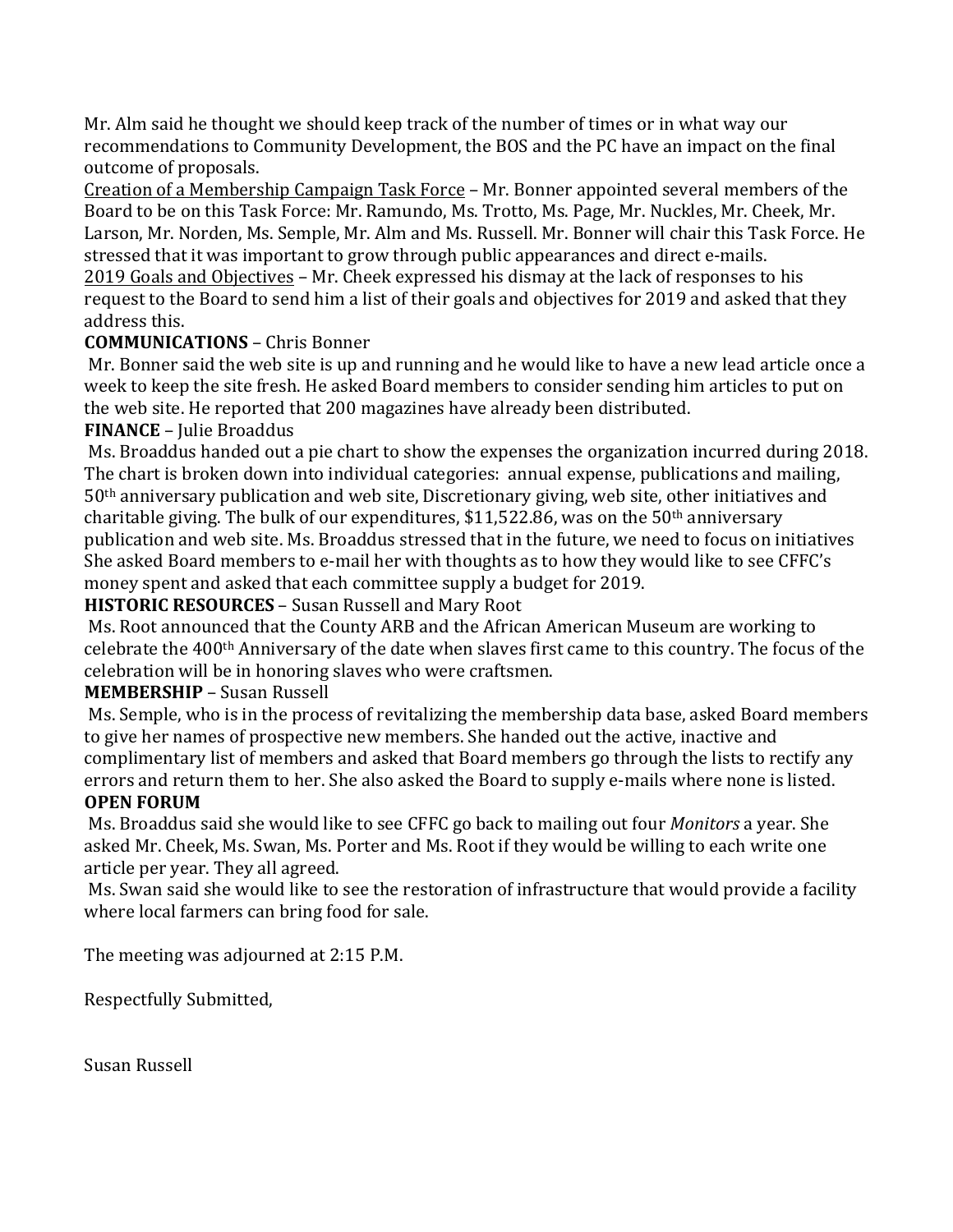Mr. Alm said he thought we should keep track of the number of times or in what way our recommendations to Community Development, the BOS and the PC have an impact on the final outcome of proposals.

<u>Creation of a Membership Campaign Task Force</u> – Mr. Bonner appointed several members of the Board to be on this Task Force: Mr. Ramundo, Ms. Trotto, Ms. Page, Mr. Nuckles, Mr. Cheek, Mr. Larson, Mr. Norden, Ms. Semple, Mr. Alm and Ms. Russell. Mr. Bonner will chair this Task Force. He stressed that it was important to grow through public appearances and direct e-mails.

<u>2019 Goals and Objectives</u> – Mr. Cheek expressed his dismay at the lack of responses to his request to the Board to send him a list of their goals and objectives for 2019 and asked that they address this.

**COMMUNICATIONS** – Chris Bonner

Mr. Bonner said the web site is up and running and he would like to have a new lead article once a week to keep the site fresh. He asked Board members to consider sending him articles to put on the web site. He reported that 200 magazines have already been distributed.

**FINANCE** – Julie Broaddus

Ms. Broaddus handed out a pie chart to show the expenses the organization incurred during 2018. The chart is broken down into individual categories: annual expense, publications and mailing, 50th anniversary publication and web site, Discretionary giving, web site, other initiatives and charitable giving. The bulk of our expenditures, $11,522.86, was on the 50th anniversary publication and web site. Ms. Broaddus stressed that in the future, we need to focus on initiatives She asked Board members to e-mail her with thoughts as to how they would like to see CFFC's money spent and asked that each committee supply a budget for 2019.

**HISTORIC RESOURCES** – Susan Russell and Mary Root

Ms. Root announced that the County ARB and the African American Museum are working to celebrate the 400th Anniversary of the date when slaves first came to this country. The focus of the celebration will be in honoring slaves who were craftsmen.

**MEMBERSHIP** – Susan Russell

Ms. Semple, who is in the process of revitalizing the membership data base, asked Board members to give her names of prospective new members. She handed out the active, inactive and complimentary list of members and asked that Board members go through the lists to rectify any errors and return them to her. She also asked the Board to supply e-mails where none is listed.

**OPEN FORUM**

Ms. Broaddus said she would like to see CFFC go back to mailing out four *Monitors* a year. She asked Mr. Cheek, Ms. Swan, Ms. Porter and Ms. Root if they would be willing to each write one article per year. They all agreed.

Ms. Swan said she would like to see the restoration of infrastructure that would provide a facility where local farmers can bring food for sale.

The meeting was adjourned at 2:15 P.M.

Respectfully Submitted,

Susan Russell